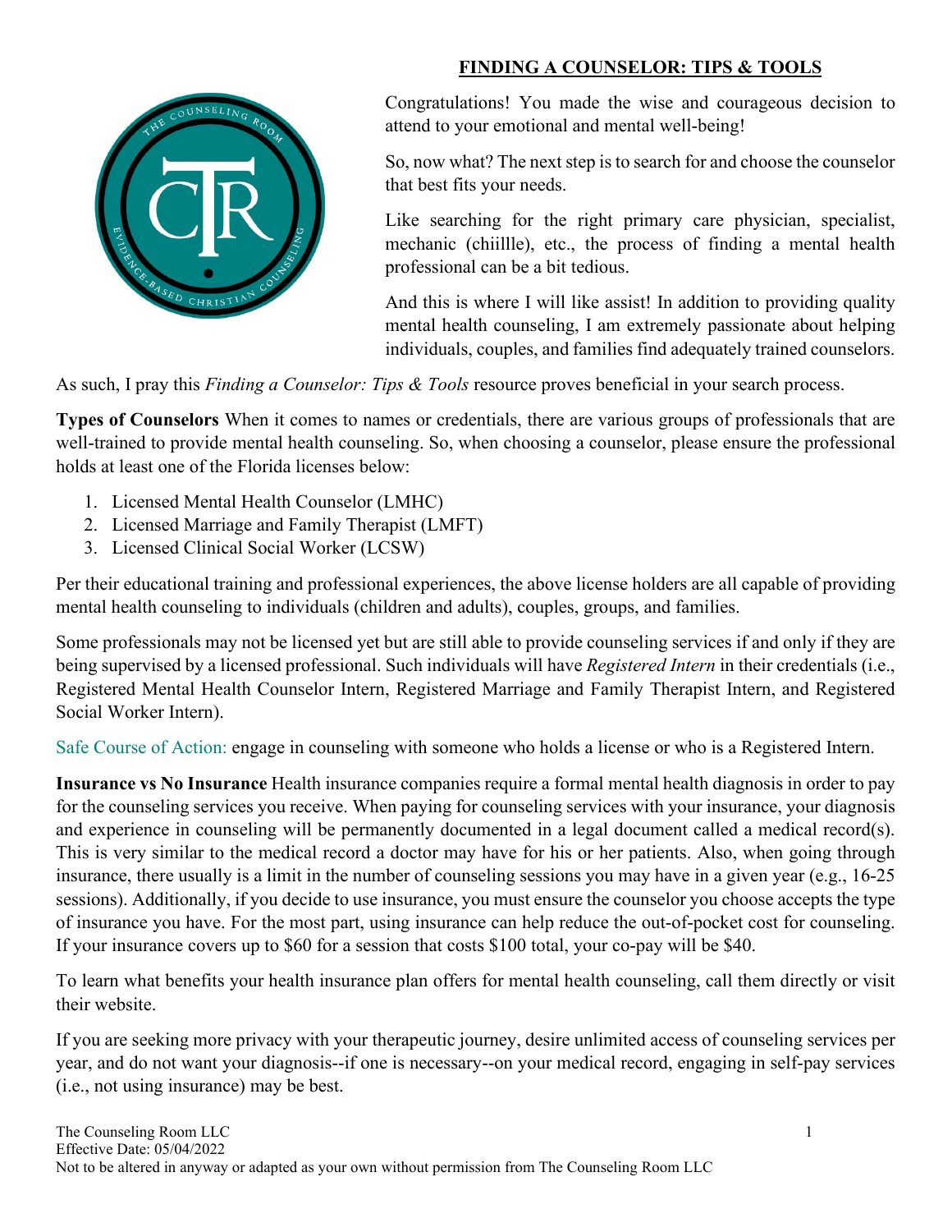## FINDING A COUNSELOR: TIPS & TOOLS

Congratulations! You made the wise and courageous decision to attend to your emotional and mental well-being!

So, now what? The next step is to search for and choose the counselor that best fits your needs.

Like searching for the right primary care physician, specialist, mechanic (chiiille), etc., the process of finding a mental health professional can be a bit tedious.

And this is where I will like assist! In addition to providing quality mental health counseling, I am extremely passionate about helping individuals, couples, and families find adequately trained counselors.

As such, I pray this *Finding a Counselor: Tips & Tools* resource proves beneficial in your search process.

**Types of Counselors** When it comes to names or credentials, there are various groups of professionals that are well-trained to provide mental health counseling. So, when choosing a counselor, please ensure the professional holds at least one of the Florida licenses below:

1. Licensed Mental Health Counselor (LMHC)
2. Licensed Marriage and Family Therapist (LMFT)
3. Licensed Clinical Social Worker (LCSW)

Per their educational training and professional experiences, the above license holders are all capable of providing mental health counseling to individuals (children and adults), couples, groups, and families.

Some professionals may not be licensed yet but are still able to provide counseling services if and only if they are being supervised by a licensed professional. Such individuals will have *Registered Intern* in their credentials (i.e., Registered Mental Health Counselor Intern, Registered Marriage and Family Therapist Intern, and Registered Social Worker Intern).

Safe Course of Action: engage in counseling with someone who holds a license or who is a Registered Intern.

**Insurance vs No Insurance** Health insurance companies require a formal mental health diagnosis in order to pay for the counseling services you receive. When paying for counseling services with your insurance, your diagnosis and experience in counseling will be permanently documented in a legal document called a medical record(s). This is very similar to the medical record a doctor may have for his or her patients. Also, when going through insurance, there usually is a limit in the number of counseling sessions you may have in a given year (e.g., 16-25 sessions). Additionally, if you decide to use insurance, you must ensure the counselor you choose accepts the type of insurance you have. For the most part, using insurance can help reduce the out-of-pocket cost for counseling. If your insurance covers up to $60 for a session that costs $100 total, your co-pay will be $40.

To learn what benefits your health insurance plan offers for mental health counseling, call them directly or visit their website.

If you are seeking more privacy with your therapeutic journey, desire unlimited access of counseling services per year, and do not want your diagnosis--if one is necessary--on your medical record, engaging in self-pay services (i.e., not using insurance) may be best.

The Counseling Room LLC
Effective Date: 05/04/2022
Not to be altered in anyway or adapted as your own without permission from The Counseling Room LLC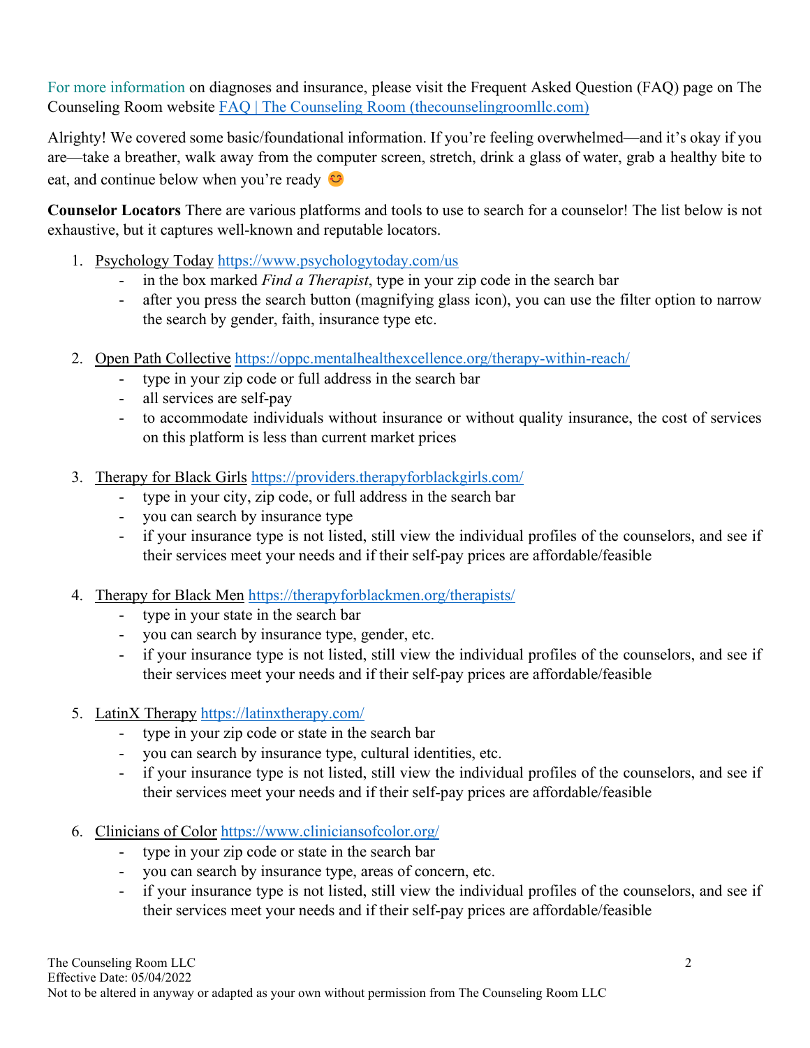For more information on diagnoses and insurance, please visit the Frequent Asked Question (FAQ) page on The Counseling Room website [FAQ | The Counseling Room (thecounselingroomllc.com)](thecounselingroomllc.com)

Alrighty! We covered some basic/foundational information. If you're feeling overwhelmed—and it's okay if you are—take a breather, walk away from the computer screen, stretch, drink a glass of water, grab a healthy bite to eat, and continue below when you're ready 😊

**Counselor Locators** There are various platforms and tools to use to search for a counselor! The list below is not exhaustive, but it captures well-known and reputable locators.

1. Psychology Today https://www.psychologytoday.com/us
   - in the box marked *Find a Therapist*, type in your zip code in the search bar
   - after you press the search button (magnifying glass icon), you can use the filter option to narrow the search by gender, faith, insurance type etc.

2. Open Path Collective https://oppc.mentalhealthexcellence.org/therapy-within-reach/
   - type in your zip code or full address in the search bar
   - all services are self-pay
   - to accommodate individuals without insurance or without quality insurance, the cost of services on this platform is less than current market prices

3. Therapy for Black Girls https://providers.therapyforblackgirls.com/
   - type in your city, zip code, or full address in the search bar
   - you can search by insurance type
   - if your insurance type is not listed, still view the individual profiles of the counselors, and see if their services meet your needs and if their self-pay prices are affordable/feasible

4. Therapy for Black Men https://therapyforblackmen.org/therapists/
   - type in your state in the search bar
   - you can search by insurance type, gender, etc.
   - if your insurance type is not listed, still view the individual profiles of the counselors, and see if their services meet your needs and if their self-pay prices are affordable/feasible

5. LatinX Therapy https://latinxtherapy.com/
   - type in your zip code or state in the search bar
   - you can search by insurance type, cultural identities, etc.
   - if your insurance type is not listed, still view the individual profiles of the counselors, and see if their services meet your needs and if their self-pay prices are affordable/feasible

6. Clinicians of Color https://www.cliniciansofcolor.org/
   - type in your zip code or state in the search bar
   - you can search by insurance type, areas of concern, etc.
   - if your insurance type is not listed, still view the individual profiles of the counselors, and see if their services meet your needs and if their self-pay prices are affordable/feasible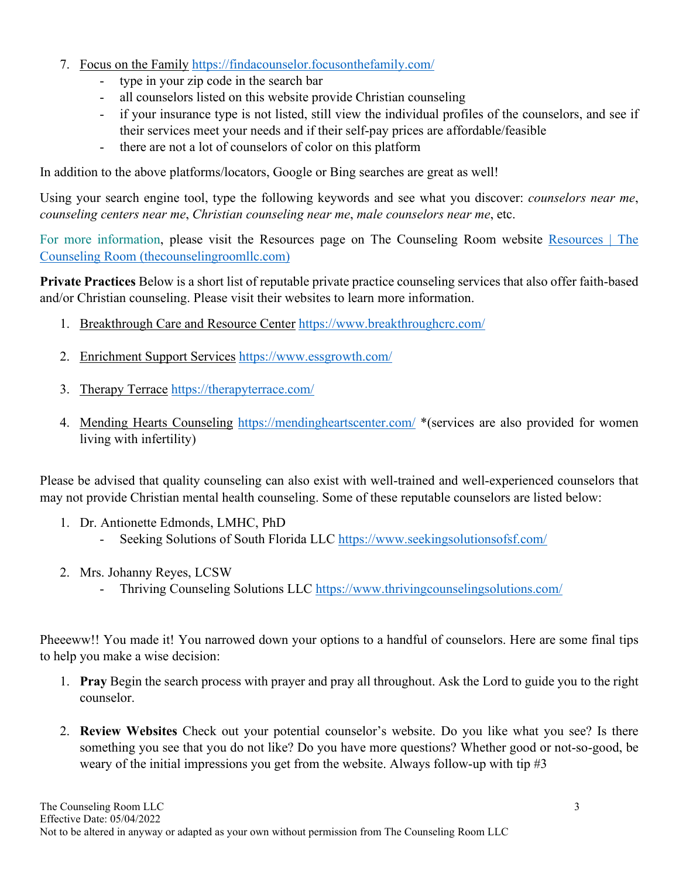7. Focus on the Family https://findacounselor.focusonthefamily.com/
   - type in your zip code in the search bar
   - all counselors listed on this website provide Christian counseling
   - if your insurance type is not listed, still view the individual profiles of the counselors, and see if their services meet your needs and if their self-pay prices are affordable/feasible
   - there are not a lot of counselors of color on this platform

In addition to the above platforms/locators, Google or Bing searches are great as well!

Using your search engine tool, type the following keywords and see what you discover: *counselors near me*, *counseling centers near me*, *Christian counseling near me*, *male counselors near me*, etc.

For more information, please visit the Resources page on The Counseling Room website Resources | The Counseling Room (thecounselingroomllc.com)

**Private Practices** Below is a short list of reputable private practice counseling services that also offer faith-based and/or Christian counseling. Please visit their websites to learn more information.

1. Breakthrough Care and Resource Center https://www.breakthroughcrc.com/

2. Enrichment Support Services https://www.essgrowth.com/

3. Therapy Terrace https://therapyterrace.com/

4. Mending Hearts Counseling https://mendingheartscenter.com/ *(services are also provided for women living with infertility)

Please be advised that quality counseling can also exist with well-trained and well-experienced counselors that may not provide Christian mental health counseling. Some of these reputable counselors are listed below:

1. Dr. Antionette Edmonds, LMHC, PhD
   - Seeking Solutions of South Florida LLC https://www.seekingsolutionsofsf.com/

2. Mrs. Johanny Reyes, LCSW
   - Thriving Counseling Solutions LLC https://www.thrivingcounselingsolutions.com/

Pheeeww!! You made it! You narrowed down your options to a handful of counselors. Here are some final tips to help you make a wise decision:

1. **Pray** Begin the search process with prayer and pray all throughout. Ask the Lord to guide you to the right counselor.

2. **Review Websites** Check out your potential counselor's website. Do you like what you see? Is there something you see that you do not like? Do you have more questions? Whether good or not-so-good, be weary of the initial impressions you get from the website. Always follow-up with tip #3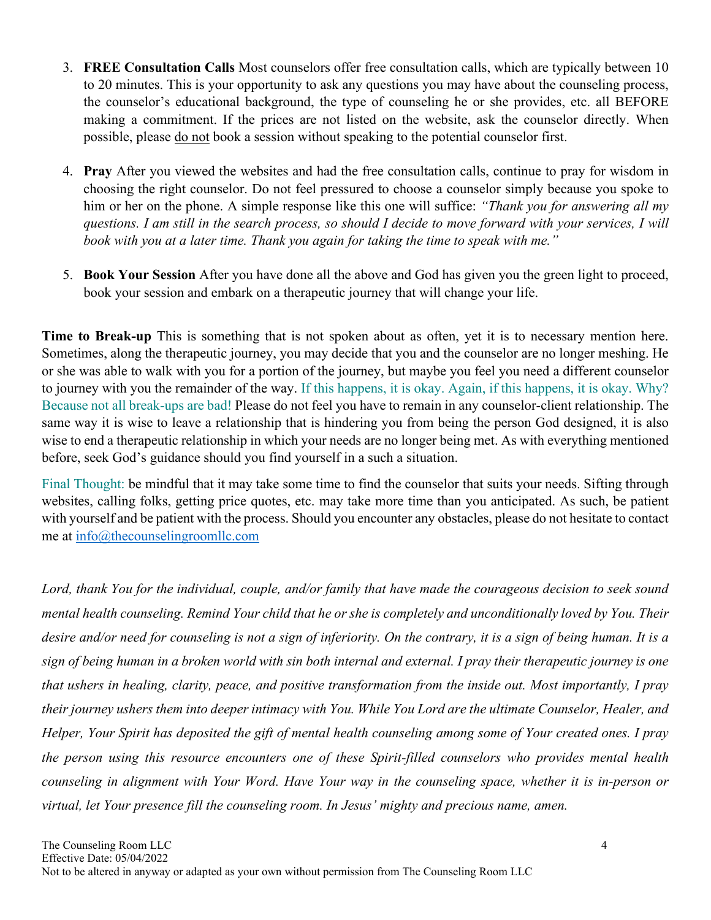3. **FREE Consultation Calls** Most counselors offer free consultation calls, which are typically between 10 to 20 minutes. This is your opportunity to ask any questions you may have about the counseling process, the counselor's educational background, the type of counseling he or she provides, etc. all BEFORE making a commitment. If the prices are not listed on the website, ask the counselor directly. When possible, please do not book a session without speaking to the potential counselor first.

4. **Pray** After you viewed the websites and had the free consultation calls, continue to pray for wisdom in choosing the right counselor. Do not feel pressured to choose a counselor simply because you spoke to him or her on the phone. A simple response like this one will suffice: *"Thank you for answering all my questions. I am still in the search process, so should I decide to move forward with your services, I will book with you at a later time. Thank you again for taking the time to speak with me."*

5. **Book Your Session** After you have done all the above and God has given you the green light to proceed, book your session and embark on a therapeutic journey that will change your life.

**Time to Break-up** This is something that is not spoken about as often, yet it is to necessary mention here. Sometimes, along the therapeutic journey, you may decide that you and the counselor are no longer meshing. He or she was able to walk with you for a portion of the journey, but maybe you feel you need a different counselor to journey with you the remainder of the way. If this happens, it is okay. Again, if this happens, it is okay. Why? Because not all break-ups are bad! Please do not feel you have to remain in any counselor-client relationship. The same way it is wise to leave a relationship that is hindering you from being the person God designed, it is also wise to end a therapeutic relationship in which your needs are no longer being met. As with everything mentioned before, seek God's guidance should you find yourself in a such a situation.

Final Thought: be mindful that it may take some time to find the counselor that suits your needs. Sifting through websites, calling folks, getting price quotes, etc. may take more time than you anticipated. As such, be patient with yourself and be patient with the process. Should you encounter any obstacles, please do not hesitate to contact me at info@thecounselingroomllc.com

*Lord, thank You for the individual, couple, and/or family that have made the courageous decision to seek sound mental health counseling. Remind Your child that he or she is completely and unconditionally loved by You. Their desire and/or need for counseling is not a sign of inferiority. On the contrary, it is a sign of being human. It is a sign of being human in a broken world with sin both internal and external. I pray their therapeutic journey is one that ushers in healing, clarity, peace, and positive transformation from the inside out. Most importantly, I pray their journey ushers them into deeper intimacy with You. While You Lord are the ultimate Counselor, Healer, and Helper, Your Spirit has deposited the gift of mental health counseling among some of Your created ones. I pray the person using this resource encounters one of these Spirit-filled counselors who provides mental health counseling in alignment with Your Word. Have Your way in the counseling space, whether it is in-person or virtual, let Your presence fill the counseling room. In Jesus' mighty and precious name, amen.*

The Counseling Room LLC
Effective Date: 05/04/2022
Not to be altered in anyway or adapted as your own without permission from The Counseling Room LLC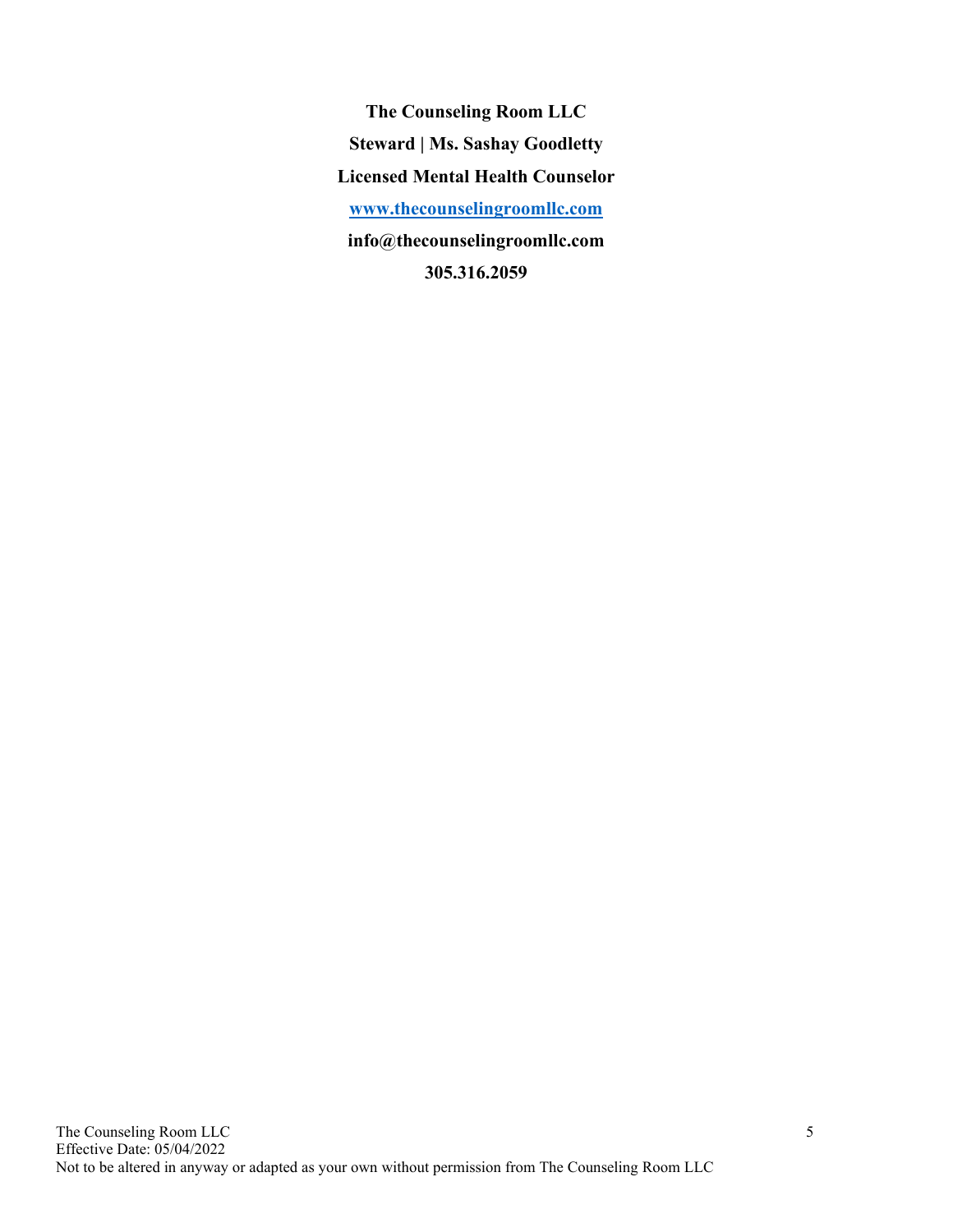**The Counseling Room LLC**

**Steward | Ms. Sashay Goodletty**

**Licensed Mental Health Counselor**

**www.thecounselingroomllc.com**

**info@thecounselingroomllc.com**

**305.316.2059**